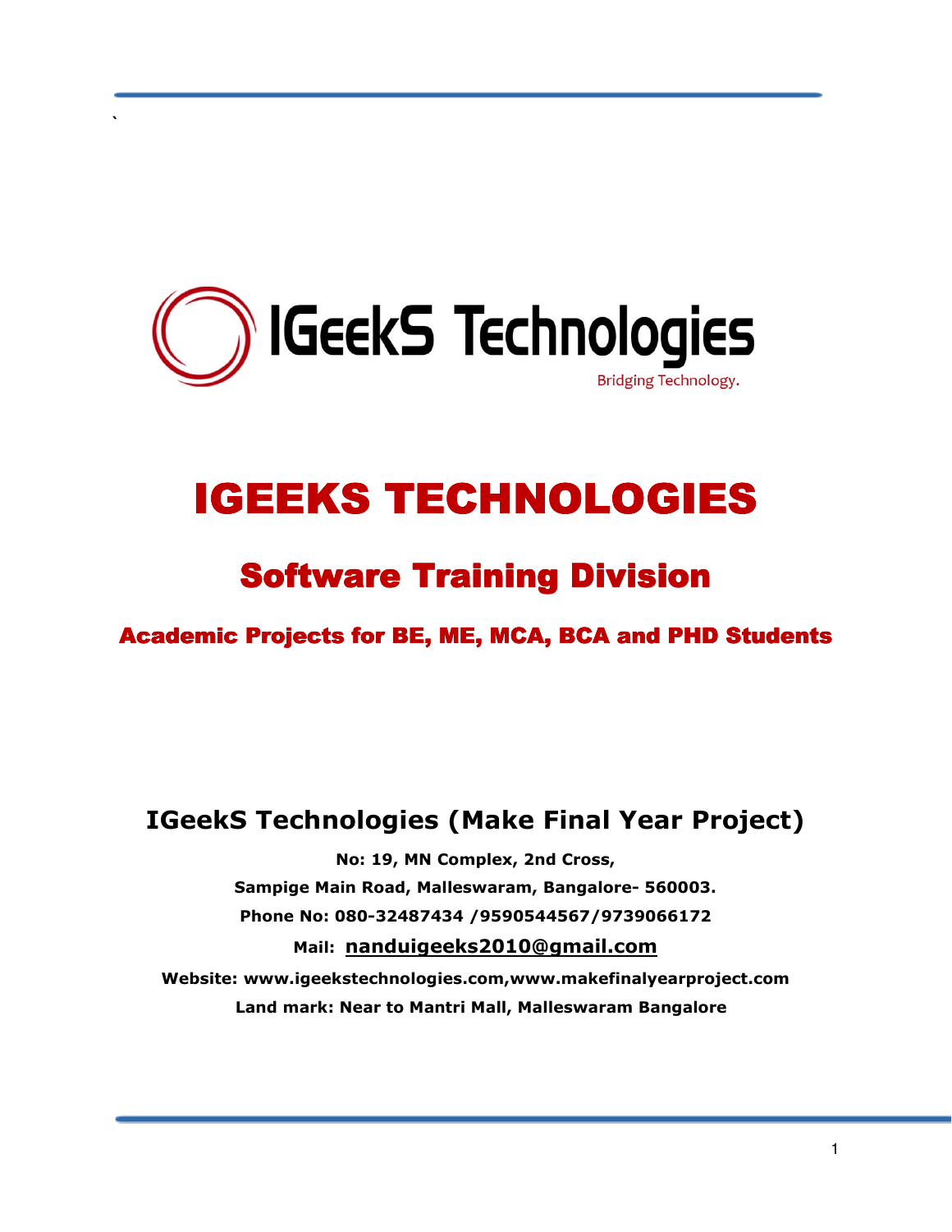`

IGeekS Technologies

Bridging Technology.

# IGEEKS TECHNOLOGIES

## Software Training Division

### Academic Projects for BE, ME, MCA, BCA and PHD Students

## IGeekS Technologies (Make Final Year Project)

**No: 19, MN Complex, 2nd Cross,**

**Sampige Main Road, Malleswaram, Bangalore- 560003.**

**Phone No: 080-32487434 /9590544567/9739066172**

**Mail: nanduigeeks2010@gmail.com**

**Website: www.igeekstechnologies.com,www.makefinalyearproject.com**

**Land mark: Near to Mantri Mall, Malleswaram Bangalore**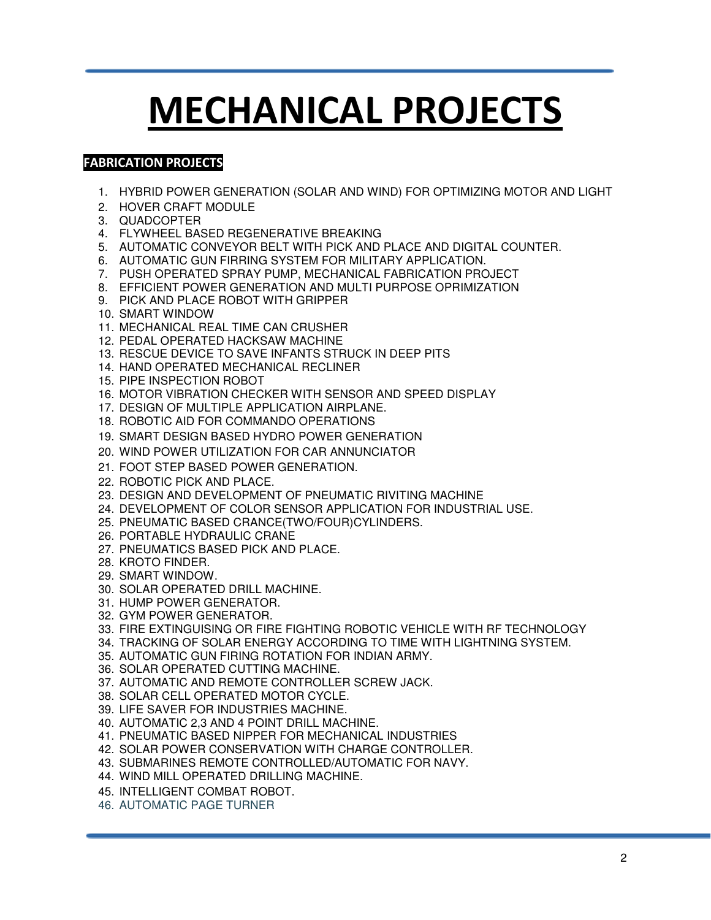# MECHANICAL PROJECTS

**FABRICATION PROJECTS**

1. HYBRID POWER GENERATION (SOLAR AND WIND) FOR OPTIMIZING MOTOR AND LIGHT
2. HOVER CRAFT MODULE
3. QUADCOPTER
4. FLYWHEEL BASED REGENERATIVE BREAKING
5. AUTOMATIC CONVEYOR BELT WITH PICK AND PLACE AND DIGITAL COUNTER.
6. AUTOMATIC GUN FIRRING SYSTEM FOR MILITARY APPLICATION.
7. PUSH OPERATED SPRAY PUMP, MECHANICAL FABRICATION PROJECT
8. EFFICIENT POWER GENERATION AND MULTI PURPOSE OPRIMIZATION
9. PICK AND PLACE ROBOT WITH GRIPPER
10. SMART WINDOW
11. MECHANICAL REAL TIME CAN CRUSHER
12. PEDAL OPERATED HACKSAW MACHINE
13. RESCUE DEVICE TO SAVE INFANTS STRUCK IN DEEP PITS
14. HAND OPERATED MECHANICAL RECLINER
15. PIPE INSPECTION ROBOT
16. MOTOR VIBRATION CHECKER WITH SENSOR AND SPEED DISPLAY
17. DESIGN OF MULTIPLE APPLICATION AIRPLANE.
18. ROBOTIC AID FOR COMMANDO OPERATIONS
19. SMART DESIGN BASED HYDRO POWER GENERATION
20. WIND POWER UTILIZATION FOR CAR ANNUNCIATOR
21. FOOT STEP BASED POWER GENERATION.
22. ROBOTIC PICK AND PLACE.
23. DESIGN AND DEVELOPMENT OF PNEUMATIC RIVITING MACHINE
24. DEVELOPMENT OF COLOR SENSOR APPLICATION FOR INDUSTRIAL USE.
25. PNEUMATIC BASED CRANCE(TWO/FOUR)CYLINDERS.
26. PORTABLE HYDRAULIC CRANE
27. PNEUMATICS BASED PICK AND PLACE.
28. KROTO FINDER.
29. SMART WINDOW.
30. SOLAR OPERATED DRILL MACHINE.
31. HUMP POWER GENERATOR.
32. GYM POWER GENERATOR.
33. FIRE EXTINGUISING OR FIRE FIGHTING ROBOTIC VEHICLE WITH RF TECHNOLOGY
34. TRACKING OF SOLAR ENERGY ACCORDING TO TIME WITH LIGHTNING SYSTEM.
35. AUTOMATIC GUN FIRING ROTATION FOR INDIAN ARMY.
36. SOLAR OPERATED CUTTING MACHINE.
37. AUTOMATIC AND REMOTE CONTROLLER SCREW JACK.
38. SOLAR CELL OPERATED MOTOR CYCLE.
39. LIFE SAVER FOR INDUSTRIES MACHINE.
40. AUTOMATIC 2,3 AND 4 POINT DRILL MACHINE.
41. PNEUMATIC BASED NIPPER FOR MECHANICAL INDUSTRIES
42. SOLAR POWER CONSERVATION WITH CHARGE CONTROLLER.
43. SUBMARINES REMOTE CONTROLLED/AUTOMATIC FOR NAVY.
44. WIND MILL OPERATED DRILLING MACHINE.
45. INTELLIGENT COMBAT ROBOT.
46. AUTOMATIC PAGE TURNER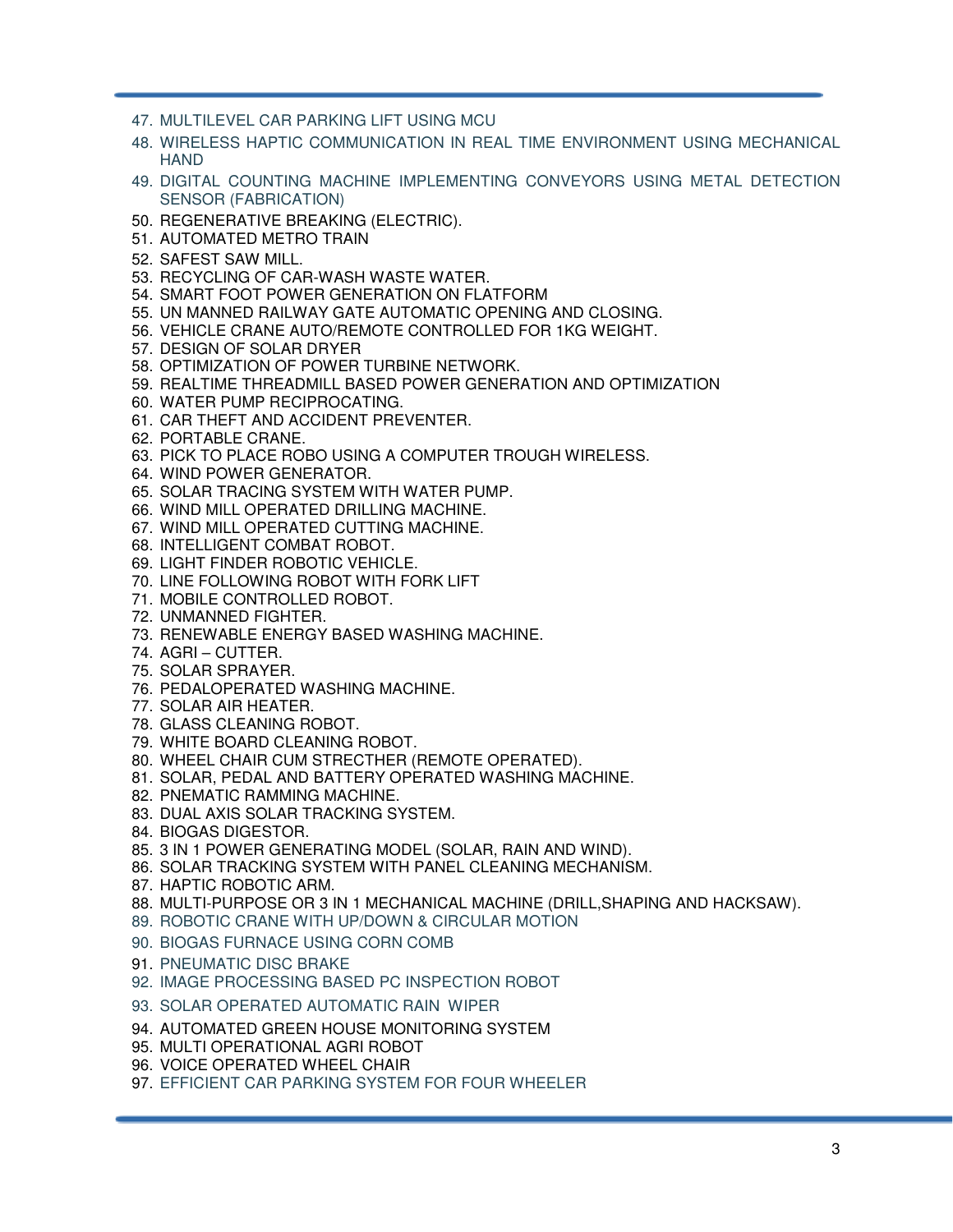47. MULTILEVEL CAR PARKING LIFT USING MCU
48. WIRELESS HAPTIC COMMUNICATION IN REAL TIME ENVIRONMENT USING MECHANICAL HAND
49. DIGITAL COUNTING MACHINE IMPLEMENTING CONVEYORS USING METAL DETECTION SENSOR (FABRICATION)
50. REGENERATIVE BREAKING (ELECTRIC).
51. AUTOMATED METRO TRAIN
52. SAFEST SAW MILL.
53. RECYCLING OF CAR-WASH WASTE WATER.
54. SMART FOOT POWER GENERATION ON FLATFORM
55. UN MANNED RAILWAY GATE AUTOMATIC OPENING AND CLOSING.
56. VEHICLE CRANE AUTO/REMOTE CONTROLLED FOR 1KG WEIGHT.
57. DESIGN OF SOLAR DRYER
58. OPTIMIZATION OF POWER TURBINE NETWORK.
59. REALTIME THREADMILL BASED POWER GENERATION AND OPTIMIZATION
60. WATER PUMP RECIPROCATING.
61. CAR THEFT AND ACCIDENT PREVENTER.
62. PORTABLE CRANE.
63. PICK TO PLACE ROBO USING A COMPUTER TROUGH WIRELESS.
64. WIND POWER GENERATOR.
65. SOLAR TRACING SYSTEM WITH WATER PUMP.
66. WIND MILL OPERATED DRILLING MACHINE.
67. WIND MILL OPERATED CUTTING MACHINE.
68. INTELLIGENT COMBAT ROBOT.
69. LIGHT FINDER ROBOTIC VEHICLE.
70. LINE FOLLOWING ROBOT WITH FORK LIFT
71. MOBILE CONTROLLED ROBOT.
72. UNMANNED FIGHTER.
73. RENEWABLE ENERGY BASED WASHING MACHINE.
74. AGRI – CUTTER.
75. SOLAR SPRAYER.
76. PEDALOPERATED WASHING MACHINE.
77. SOLAR AIR HEATER.
78. GLASS CLEANING ROBOT.
79. WHITE BOARD CLEANING ROBOT.
80. WHEEL CHAIR CUM STRECTHER (REMOTE OPERATED).
81. SOLAR, PEDAL AND BATTERY OPERATED WASHING MACHINE.
82. PNEMATIC RAMMING MACHINE.
83. DUAL AXIS SOLAR TRACKING SYSTEM.
84. BIOGAS DIGESTOR.
85. 3 IN 1 POWER GENERATING MODEL (SOLAR, RAIN AND WIND).
86. SOLAR TRACKING SYSTEM WITH PANEL CLEANING MECHANISM.
87. HAPTIC ROBOTIC ARM.
88. MULTI-PURPOSE OR 3 IN 1 MECHANICAL MACHINE (DRILL,SHAPING AND HACKSAW).
89. ROBOTIC CRANE WITH UP/DOWN & CIRCULAR MOTION
90. BIOGAS FURNACE USING CORN COMB
91. PNEUMATIC DISC BRAKE
92. IMAGE PROCESSING BASED PC INSPECTION ROBOT
93. SOLAR OPERATED AUTOMATIC RAIN WIPER
94. AUTOMATED GREEN HOUSE MONITORING SYSTEM
95. MULTI OPERATIONAL AGRI ROBOT
96. VOICE OPERATED WHEEL CHAIR
97. EFFICIENT CAR PARKING SYSTEM FOR FOUR WHEELER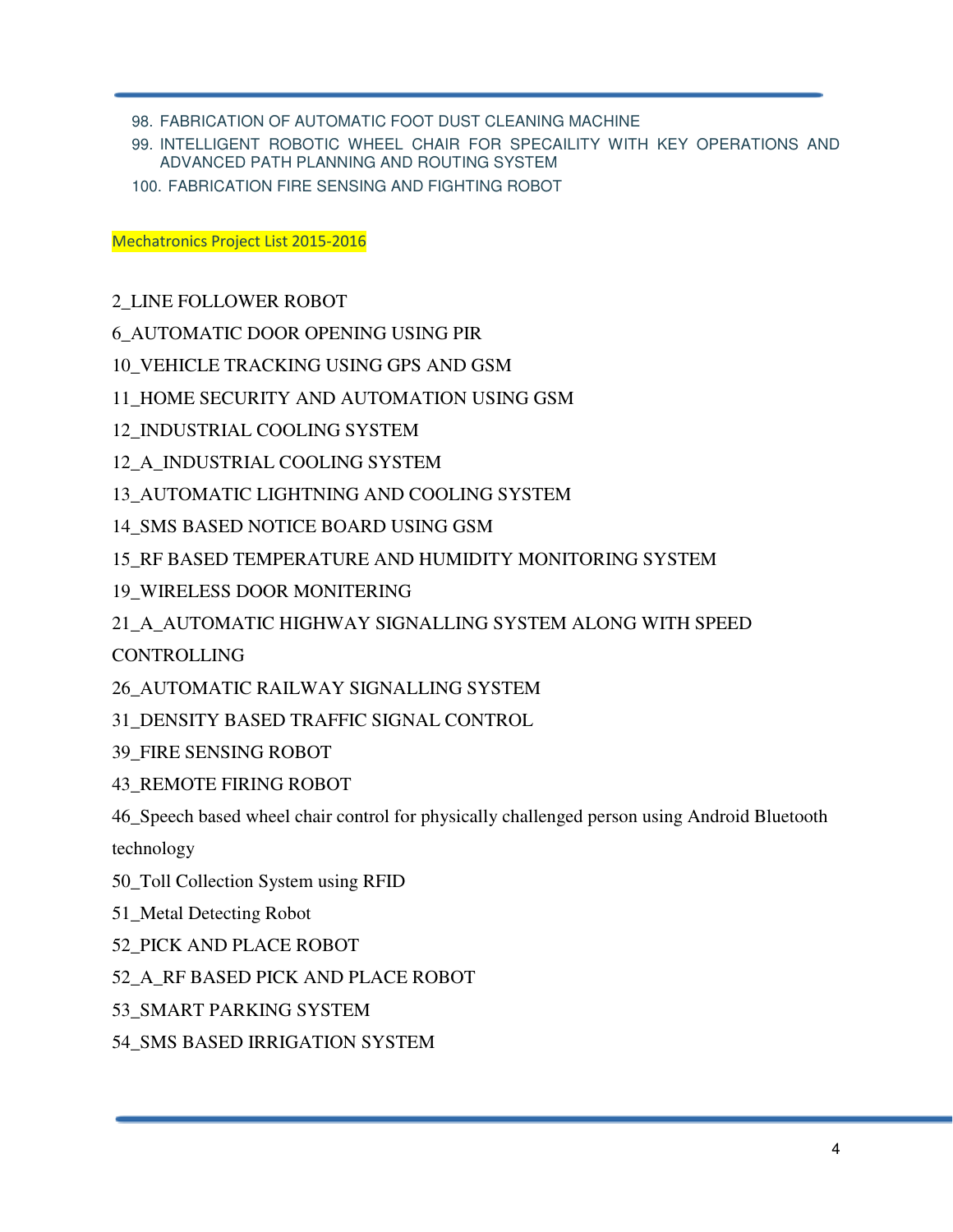98. FABRICATION OF AUTOMATIC FOOT DUST CLEANING MACHINE
99. INTELLIGENT ROBOTIC WHEEL CHAIR FOR SPECAILITY WITH KEY OPERATIONS AND ADVANCED PATH PLANNING AND ROUTING SYSTEM
100. FABRICATION FIRE SENSING AND FIGHTING ROBOT

## Mechatronics Project List 2015-2016

2_LINE FOLLOWER ROBOT

6_AUTOMATIC DOOR OPENING USING PIR

10_VEHICLE TRACKING USING GPS AND GSM

11_HOME SECURITY AND AUTOMATION USING GSM

12_INDUSTRIAL COOLING SYSTEM

12_A_INDUSTRIAL COOLING SYSTEM

13_AUTOMATIC LIGHTNING AND COOLING SYSTEM

14_SMS BASED NOTICE BOARD USING GSM

15_RF BASED TEMPERATURE AND HUMIDITY MONITORING SYSTEM

19_WIRELESS DOOR MONITERING

21_A_AUTOMATIC HIGHWAY SIGNALLING SYSTEM ALONG WITH SPEED CONTROLLING

26_AUTOMATIC RAILWAY SIGNALLING SYSTEM

31_DENSITY BASED TRAFFIC SIGNAL CONTROL

39_FIRE SENSING ROBOT

43_REMOTE FIRING ROBOT

46_Speech based wheel chair control for physically challenged person using Android Bluetooth technology

50_Toll Collection System using RFID

51_Metal Detecting Robot

52_PICK AND PLACE ROBOT

52_A_RF BASED PICK AND PLACE ROBOT

53_SMART PARKING SYSTEM

54_SMS BASED IRRIGATION SYSTEM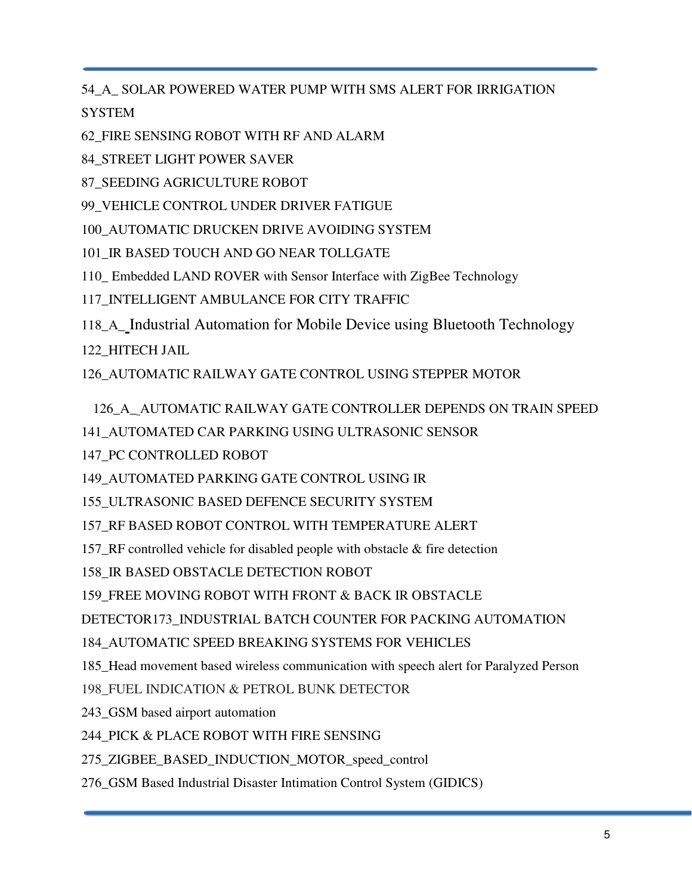54_A_ SOLAR POWERED WATER PUMP WITH SMS ALERT FOR IRRIGATION SYSTEM

62_FIRE SENSING ROBOT WITH RF AND ALARM

84_STREET LIGHT POWER SAVER

87_SEEDING AGRICULTURE ROBOT

99_VEHICLE CONTROL UNDER DRIVER FATIGUE

100_AUTOMATIC DRUCKEN DRIVE AVOIDING SYSTEM

101_IR BASED TOUCH AND GO NEAR TOLLGATE

110_ Embedded LAND ROVER with Sensor Interface with ZigBee Technology

117_INTELLIGENT AMBULANCE FOR CITY TRAFFIC

118_A_ Industrial Automation for Mobile Device using Bluetooth Technology

122_HITECH JAIL

126_AUTOMATIC RAILWAY GATE CONTROL USING STEPPER MOTOR

126_A_AUTOMATIC RAILWAY GATE CONTROLLER DEPENDS ON TRAIN SPEED

141_AUTOMATED CAR PARKING USING ULTRASONIC SENSOR

147_PC CONTROLLED ROBOT

149_AUTOMATED PARKING GATE CONTROL USING IR

155_ULTRASONIC BASED DEFENCE SECURITY SYSTEM

157_RF BASED ROBOT CONTROL WITH TEMPERATURE ALERT

157_RF controlled vehicle for disabled people with obstacle & fire detection

158_IR BASED OBSTACLE DETECTION ROBOT

159_FREE MOVING ROBOT WITH FRONT & BACK IR OBSTACLE DETECTOR173_INDUSTRIAL BATCH COUNTER FOR PACKING AUTOMATION

184_AUTOMATIC SPEED BREAKING SYSTEMS FOR VEHICLES

185_Head movement based wireless communication with speech alert for Paralyzed Person

198_FUEL INDICATION & PETROL BUNK DETECTOR

243_GSM based airport automation

244_PICK & PLACE ROBOT WITH FIRE SENSING

275_ZIGBEE_BASED_INDUCTION_MOTOR_speed_control

276_GSM Based Industrial Disaster Intimation Control System (GIDICS)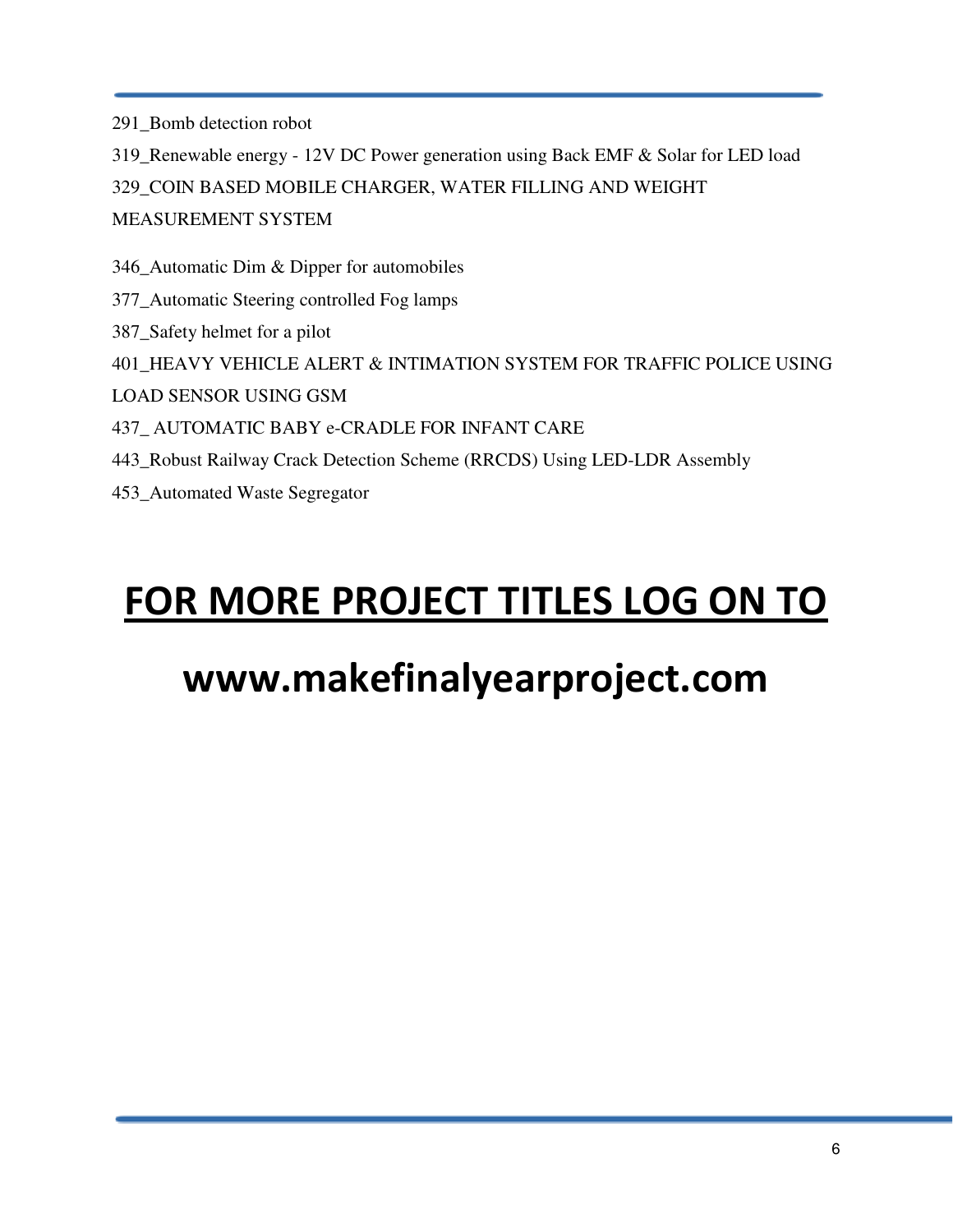291_Bomb detection robot

319_Renewable energy - 12V DC Power generation using Back EMF & Solar for LED load

329_COIN BASED MOBILE CHARGER, WATER FILLING AND WEIGHT MEASUREMENT SYSTEM

346_Automatic Dim & Dipper for automobiles

377_Automatic Steering controlled Fog lamps

387_Safety helmet for a pilot

401_HEAVY VEHICLE ALERT & INTIMATION SYSTEM FOR TRAFFIC POLICE USING LOAD SENSOR USING GSM

437_ AUTOMATIC BABY e-CRADLE FOR INFANT CARE

443_Robust Railway Crack Detection Scheme (RRCDS) Using LED-LDR Assembly

453_Automated Waste Segregator

# FOR MORE PROJECT TITLES LOG ON TO

# www.makefinalyearproject.com